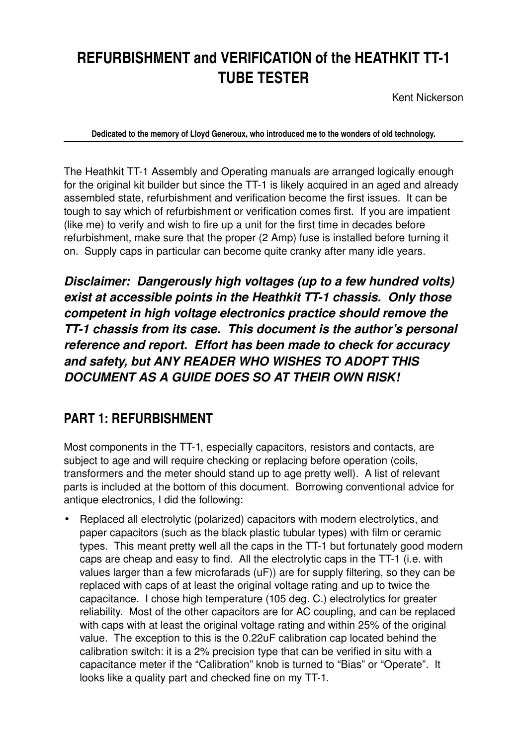# REFURBISHMENT and VERIFICATION of the HEATHKIT TT-1 TUBE TESTER

Kent Nickerson

**Dedicated to the memory of Lloyd Generoux, who introduced me to the wonders of old technology.**

---

The Heathkit TT-1 Assembly and Operating manuals are arranged logically enough for the original kit builder but since the TT-1 is likely acquired in an aged and already assembled state, refurbishment and verification become the first issues. It can be tough to say which of refurbishment or verification comes first. If you are impatient (like me) to verify and wish to fire up a unit for the first time in decades before refurbishment, make sure that the proper (2 Amp) fuse is installed before turning it on. Supply caps in particular can become quite cranky after many idle years.

***Disclaimer: Dangerously high voltages (up to a few hundred volts) exist at accessible points in the Heathkit TT-1 chassis. Only those competent in high voltage electronics practice should remove the TT-1 chassis from its case. This document is the author's personal reference and report. Effort has been made to check for accuracy and safety, but ANY READER WHO WISHES TO ADOPT THIS DOCUMENT AS A GUIDE DOES SO AT THEIR OWN RISK!***

## PART 1: REFURBISHMENT

Most components in the TT-1, especially capacitors, resistors and contacts, are subject to age and will require checking or replacing before operation (coils, transformers and the meter should stand up to age pretty well). A list of relevant parts is included at the bottom of this document. Borrowing conventional advice for antique electronics, I did the following:

- Replaced all electrolytic (polarized) capacitors with modern electrolytics, and paper capacitors (such as the black plastic tubular types) with film or ceramic types. This meant pretty well all the caps in the TT-1 but fortunately good modern caps are cheap and easy to find. All the electrolytic caps in the TT-1 (i.e. with values larger than a few microfarads (uF)) are for supply filtering, so they can be replaced with caps of at least the original voltage rating and up to twice the capacitance. I chose high temperature (105 deg. C.) electrolytics for greater reliability. Most of the other capacitors are for AC coupling, and can be replaced with caps with at least the original voltage rating and within 25% of the original value. The exception to this is the 0.22uF calibration cap located behind the calibration switch: it is a 2% precision type that can be verified in situ with a capacitance meter if the "Calibration" knob is turned to "Bias" or "Operate". It looks like a quality part and checked fine on my TT-1.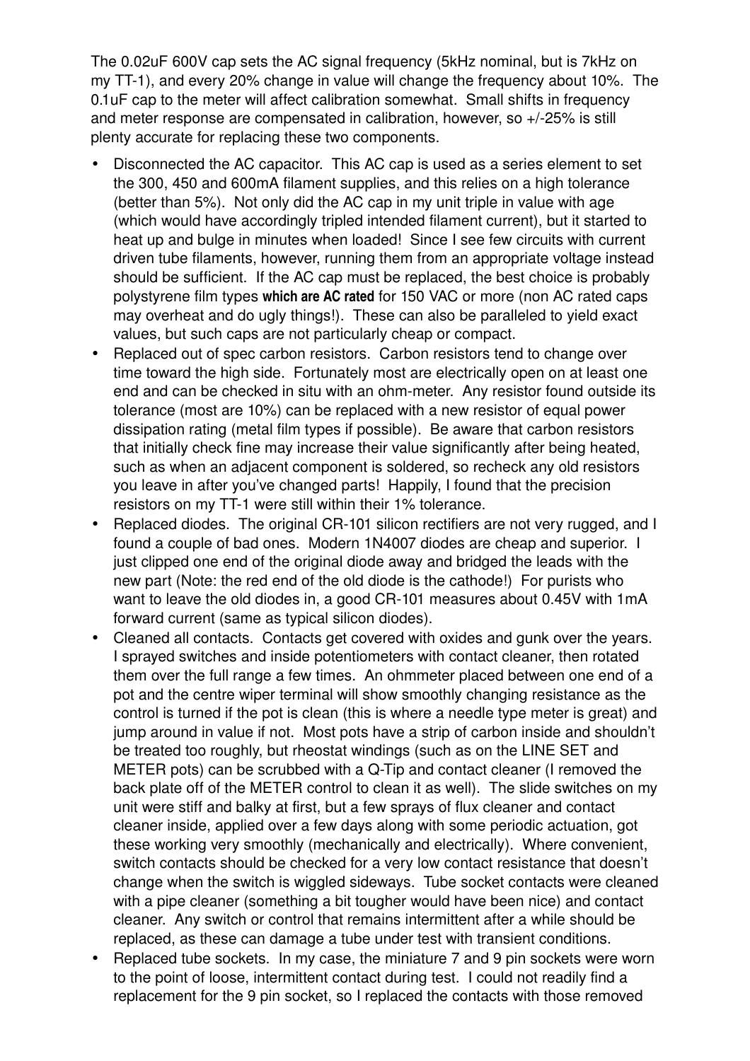The 0.02uF 600V cap sets the AC signal frequency (5kHz nominal, but is 7kHz on my TT-1), and every 20% change in value will change the frequency about 10%. The 0.1uF cap to the meter will affect calibration somewhat. Small shifts in frequency and meter response are compensated in calibration, however, so +/-25% is still plenty accurate for replacing these two components.

- Disconnected the AC capacitor. This AC cap is used as a series element to set the 300, 450 and 600mA filament supplies, and this relies on a high tolerance (better than 5%). Not only did the AC cap in my unit triple in value with age (which would have accordingly tripled intended filament current), but it started to heat up and bulge in minutes when loaded! Since I see few circuits with current driven tube filaments, however, running them from an appropriate voltage instead should be sufficient. If the AC cap must be replaced, the best choice is probably polystyrene film types **which are AC rated** for 150 VAC or more (non AC rated caps may overheat and do ugly things!). These can also be paralleled to yield exact values, but such caps are not particularly cheap or compact.
- Replaced out of spec carbon resistors. Carbon resistors tend to change over time toward the high side. Fortunately most are electrically open on at least one end and can be checked in situ with an ohm-meter. Any resistor found outside its tolerance (most are 10%) can be replaced with a new resistor of equal power dissipation rating (metal film types if possible). Be aware that carbon resistors that initially check fine may increase their value significantly after being heated, such as when an adjacent component is soldered, so recheck any old resistors you leave in after you've changed parts! Happily, I found that the precision resistors on my TT-1 were still within their 1% tolerance.
- Replaced diodes. The original CR-101 silicon rectifiers are not very rugged, and I found a couple of bad ones. Modern 1N4007 diodes are cheap and superior. I just clipped one end of the original diode away and bridged the leads with the new part (Note: the red end of the old diode is the cathode!) For purists who want to leave the old diodes in, a good CR-101 measures about 0.45V with 1mA forward current (same as typical silicon diodes).
- Cleaned all contacts. Contacts get covered with oxides and gunk over the years. I sprayed switches and inside potentiometers with contact cleaner, then rotated them over the full range a few times. An ohmmeter placed between one end of a pot and the centre wiper terminal will show smoothly changing resistance as the control is turned if the pot is clean (this is where a needle type meter is great) and jump around in value if not. Most pots have a strip of carbon inside and shouldn't be treated too roughly, but rheostat windings (such as on the LINE SET and METER pots) can be scrubbed with a Q-Tip and contact cleaner (I removed the back plate off of the METER control to clean it as well). The slide switches on my unit were stiff and balky at first, but a few sprays of flux cleaner and contact cleaner inside, applied over a few days along with some periodic actuation, got these working very smoothly (mechanically and electrically). Where convenient, switch contacts should be checked for a very low contact resistance that doesn't change when the switch is wiggled sideways. Tube socket contacts were cleaned with a pipe cleaner (something a bit tougher would have been nice) and contact cleaner. Any switch or control that remains intermittent after a while should be replaced, as these can damage a tube under test with transient conditions.
- Replaced tube sockets. In my case, the miniature 7 and 9 pin sockets were worn to the point of loose, intermittent contact during test. I could not readily find a replacement for the 9 pin socket, so I replaced the contacts with those removed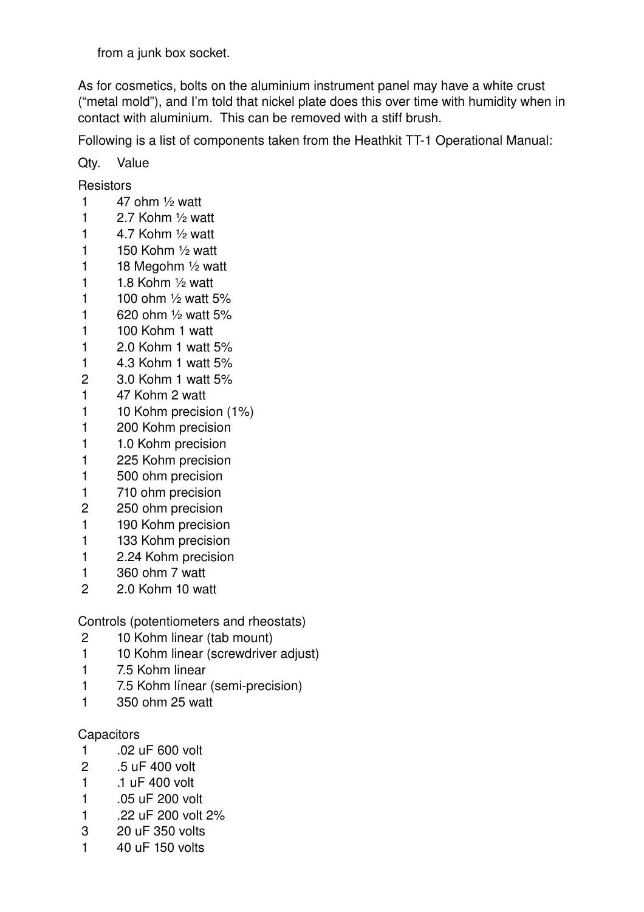from a junk box socket.

As for cosmetics, bolts on the aluminium instrument panel may have a white crust ("metal mold"), and I'm told that nickel plate does this over time with humidity when in contact with aluminium. This can be removed with a stiff brush.

Following is a list of components taken from the Heathkit TT-1 Operational Manual:

Qty. Value

Resistors

1 47 ohm ½ watt
1 2.7 Kohm ½ watt
1 4.7 Kohm ½ watt
1 150 Kohm ½ watt
1 18 Megohm ½ watt
1 1.8 Kohm ½ watt
1 100 ohm ½ watt 5%
1 620 ohm ½ watt 5%
1 100 Kohm 1 watt
1 2.0 Kohm 1 watt 5%
1 4.3 Kohm 1 watt 5%
2 3.0 Kohm 1 watt 5%
1 47 Kohm 2 watt
1 10 Kohm precision (1%)
1 200 Kohm precision
1 1.0 Kohm precision
1 225 Kohm precision
1 500 ohm precision
1 710 ohm precision
2 250 ohm precision
1 190 Kohm precision
1 133 Kohm precision
1 2.24 Kohm precision
1 360 ohm 7 watt
2 2.0 Kohm 10 watt

Controls (potentiometers and rheostats)

2 10 Kohm linear (tab mount)
1 10 Kohm linear (screwdriver adjust)
1 7.5 Kohm linear
1 7.5 Kohm línear (semi-precision)
1 350 ohm 25 watt

Capacitors

1 .02 uF 600 volt
2 .5 uF 400 volt
1 .1 uF 400 volt
1 .05 uF 200 volt
1 .22 uF 200 volt 2%
3 20 uF 350 volts
1 40 uF 150 volts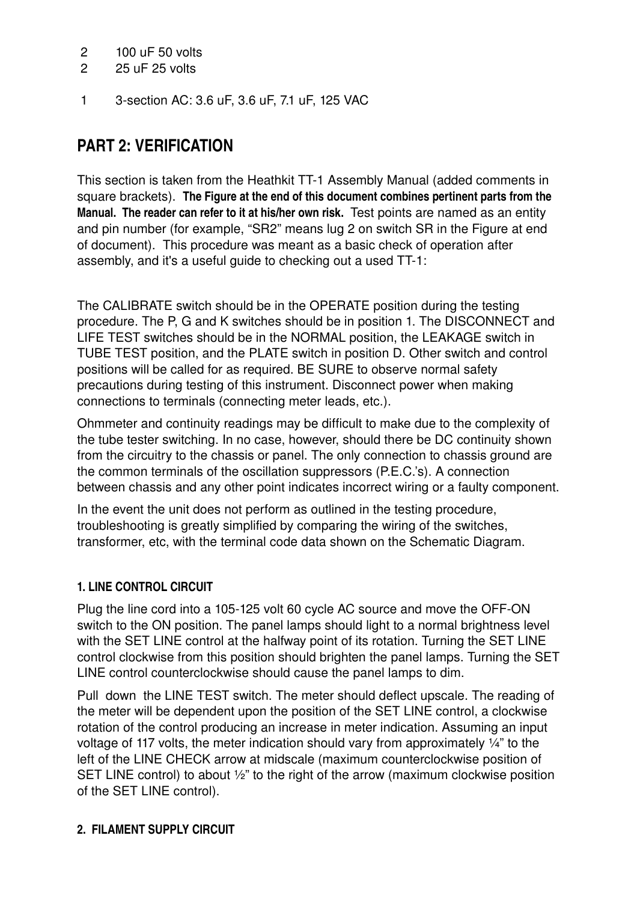2	100 uF 50 volts
2	25 uF 25 volts

1	3-section AC: 3.6 uF, 3.6 uF, 7.1 uF, 125 VAC

## PART 2: VERIFICATION

This section is taken from the Heathkit TT-1 Assembly Manual (added comments in square brackets). **The Figure at the end of this document combines pertinent parts from the Manual. The reader can refer to it at his/her own risk.** Test points are named as an entity and pin number (for example, "SR2" means lug 2 on switch SR in the Figure at end of document). This procedure was meant as a basic check of operation after assembly, and it's a useful guide to checking out a used TT-1:

The CALIBRATE switch should be in the OPERATE position during the testing procedure. The P, G and K switches should be in position 1. The DISCONNECT and LIFE TEST switches should be in the NORMAL position, the LEAKAGE switch in TUBE TEST position, and the PLATE switch in position D. Other switch and control positions will be called for as required. BE SURE to observe normal safety precautions during testing of this instrument. Disconnect power when making connections to terminals (connecting meter leads, etc.).

Ohmmeter and continuity readings may be difficult to make due to the complexity of the tube tester switching. In no case, however, should there be DC continuity shown from the circuitry to the chassis or panel. The only connection to chassis ground are the common terminals of the oscillation suppressors (P.E.C.'s). A connection between chassis and any other point indicates incorrect wiring or a faulty component.

In the event the unit does not perform as outlined in the testing procedure, troubleshooting is greatly simplified by comparing the wiring of the switches, transformer, etc, with the terminal code data shown on the Schematic Diagram.

#### 1. LINE CONTROL CIRCUIT

Plug the line cord into a 105-125 volt 60 cycle AC source and move the OFF-ON switch to the ON position. The panel lamps should light to a normal brightness level with the SET LINE control at the halfway point of its rotation. Turning the SET LINE control clockwise from this position should brighten the panel lamps. Turning the SET LINE control counterclockwise should cause the panel lamps to dim.

Pull down the LINE TEST switch. The meter should deflect upscale. The reading of the meter will be dependent upon the position of the SET LINE control, a clockwise rotation of the control producing an increase in meter indication. Assuming an input voltage of 117 volts, the meter indication should vary from approximately ¼" to the left of the LINE CHECK arrow at midscale (maximum counterclockwise position of SET LINE control) to about ½" to the right of the arrow (maximum clockwise position of the SET LINE control).

#### 2. FILAMENT SUPPLY CIRCUIT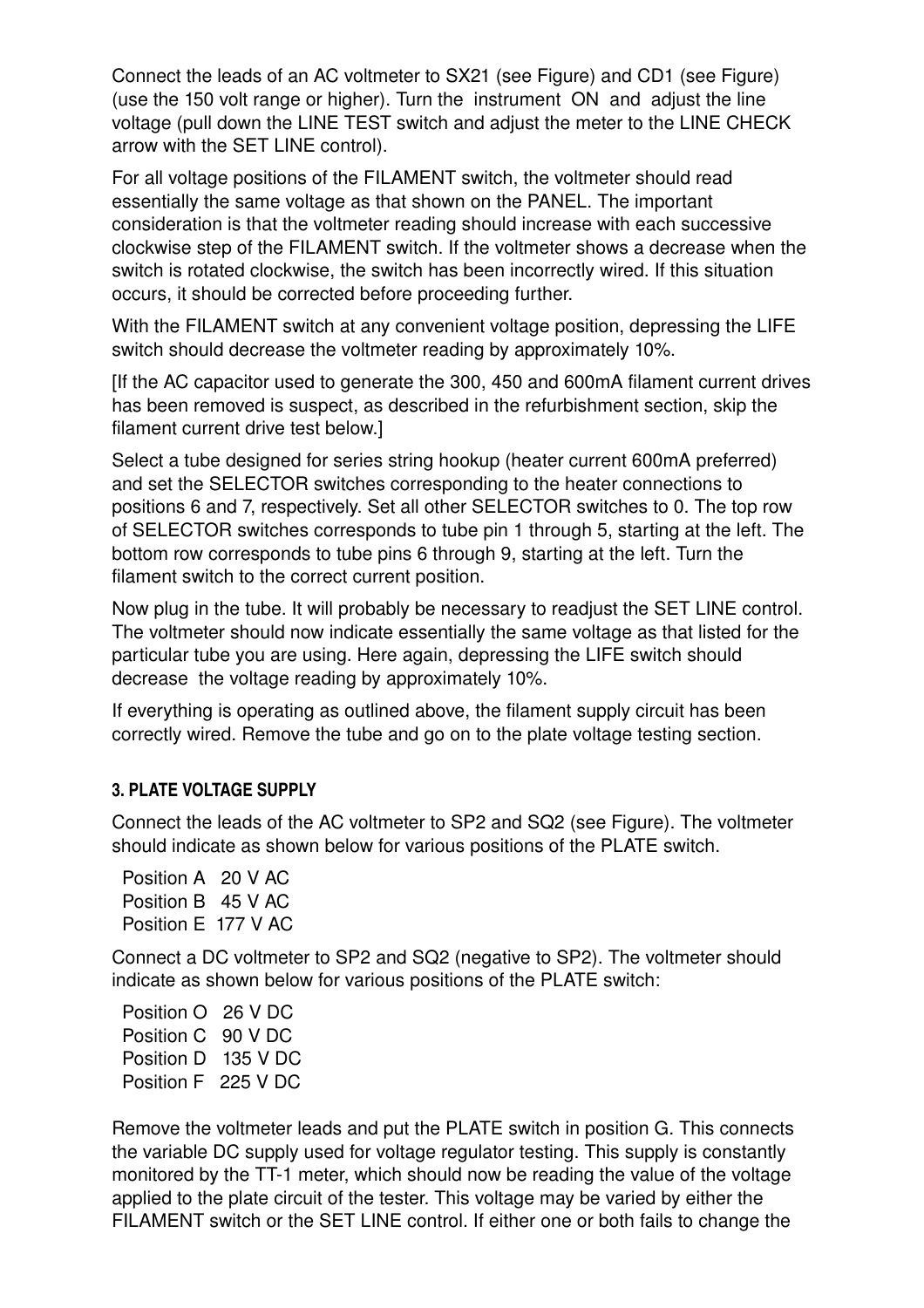Connect the leads of an AC voltmeter to SX21 (see Figure) and CD1 (see Figure) (use the 150 volt range or higher). Turn the instrument ON and adjust the line voltage (pull down the LINE TEST switch and adjust the meter to the LINE CHECK arrow with the SET LINE control).

For all voltage positions of the FILAMENT switch, the voltmeter should read essentially the same voltage as that shown on the PANEL. The important consideration is that the voltmeter reading should increase with each successive clockwise step of the FILAMENT switch. If the voltmeter shows a decrease when the switch is rotated clockwise, the switch has been incorrectly wired. If this situation occurs, it should be corrected before proceeding further.

With the FILAMENT switch at any convenient voltage position, depressing the LIFE switch should decrease the voltmeter reading by approximately 10%.

[If the AC capacitor used to generate the 300, 450 and 600mA filament current drives has been removed is suspect, as described in the refurbishment section, skip the filament current drive test below.]

Select a tube designed for series string hookup (heater current 600mA preferred) and set the SELECTOR switches corresponding to the heater connections to positions 6 and 7, respectively. Set all other SELECTOR switches to 0. The top row of SELECTOR switches corresponds to tube pin 1 through 5, starting at the left. The bottom row corresponds to tube pins 6 through 9, starting at the left. Turn the filament switch to the correct current position.

Now plug in the tube. It will probably be necessary to readjust the SET LINE control. The voltmeter should now indicate essentially the same voltage as that listed for the particular tube you are using. Here again, depressing the LIFE switch should decrease the voltage reading by approximately 10%.

If everything is operating as outlined above, the filament supply circuit has been correctly wired. Remove the tube and go on to the plate voltage testing section.

### 3. PLATE VOLTAGE SUPPLY

Connect the leads of the AC voltmeter to SP2 and SQ2 (see Figure). The voltmeter should indicate as shown below for various positions of the PLATE switch.

Position A 20 V AC
Position B 45 V AC
Position E 177 V AC

Connect a DC voltmeter to SP2 and SQ2 (negative to SP2). The voltmeter should indicate as shown below for various positions of the PLATE switch:

Position O 26 V DC
Position C 90 V DC
Position D 135 V DC
Position F 225 V DC

Remove the voltmeter leads and put the PLATE switch in position G. This connects the variable DC supply used for voltage regulator testing. This supply is constantly monitored by the TT-1 meter, which should now be reading the value of the voltage applied to the plate circuit of the tester. This voltage may be varied by either the FILAMENT switch or the SET LINE control. If either one or both fails to change the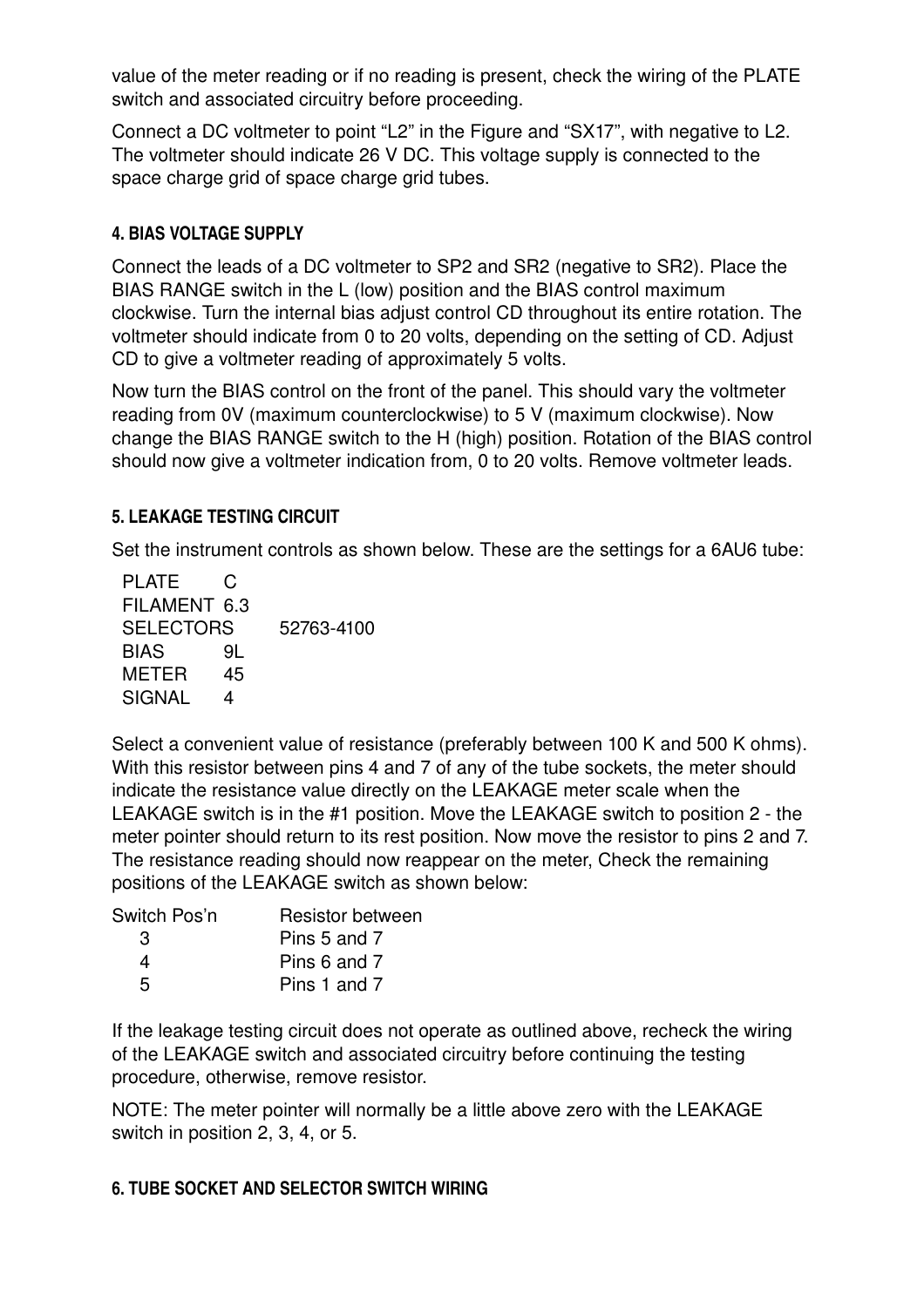value of the meter reading or if no reading is present, check the wiring of the PLATE switch and associated circuitry before proceeding.

Connect a DC voltmeter to point “L2” in the Figure and “SX17”, with negative to L2. The voltmeter should indicate 26 V DC. This voltage supply is connected to the space charge grid of space charge grid tubes.

#### 4. BIAS VOLTAGE SUPPLY

Connect the leads of a DC voltmeter to SP2 and SR2 (negative to SR2). Place the BIAS RANGE switch in the L (low) position and the BIAS control maximum clockwise. Turn the internal bias adjust control CD throughout its entire rotation. The voltmeter should indicate from 0 to 20 volts, depending on the setting of CD. Adjust CD to give a voltmeter reading of approximately 5 volts.

Now turn the BIAS control on the front of the panel. This should vary the voltmeter reading from 0V (maximum counterclockwise) to 5 V (maximum clockwise). Now change the BIAS RANGE switch to the H (high) position. Rotation of the BIAS control should now give a voltmeter indication from, 0 to 20 volts. Remove voltmeter leads.

#### 5. LEAKAGE TESTING CIRCUIT

Set the instrument controls as shown below. These are the settings for a 6AU6 tube:

| | |
|---|---|
| PLATE | C |
| FILAMENT | 6.3 |
| SELECTORS | 52763-4100 |
| BIAS | 9L |
| METER | 45 |
| SIGNAL | 4 |

Select a convenient value of resistance (preferably between 100 K and 500 K ohms). With this resistor between pins 4 and 7 of any of the tube sockets, the meter should indicate the resistance value directly on the LEAKAGE meter scale when the LEAKAGE switch is in the #1 position. Move the LEAKAGE switch to position 2 - the meter pointer should return to its rest position. Now move the resistor to pins 2 and 7. The resistance reading should now reappear on the meter, Check the remaining positions of the LEAKAGE switch as shown below:

| Switch Pos’n | Resistor between |
|---|---|
| 3 | Pins 5 and 7 |
| 4 | Pins 6 and 7 |
| 5 | Pins 1 and 7 |

If the leakage testing circuit does not operate as outlined above, recheck the wiring of the LEAKAGE switch and associated circuitry before continuing the testing procedure, otherwise, remove resistor.

NOTE: The meter pointer will normally be a little above zero with the LEAKAGE switch in position 2, 3, 4, or 5.

#### 6. TUBE SOCKET AND SELECTOR SWITCH WIRING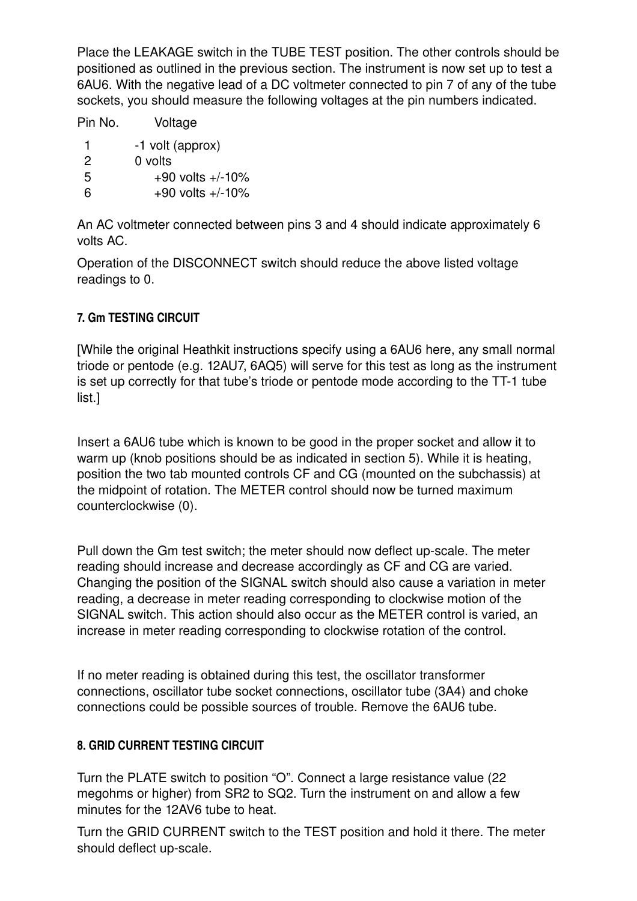Place the LEAKAGE switch in the TUBE TEST position. The other controls should be positioned as outlined in the previous section. The instrument is now set up to test a 6AU6. With the negative lead of a DC voltmeter connected to pin 7 of any of the tube sockets, you should measure the following voltages at the pin numbers indicated.

| Pin No. | Voltage |
|---|---|
| 1 | -1 volt (approx) |
| 2 | 0 volts |
| 5 | +90 volts +/-10% |
| 6 | +90 volts +/-10% |

An AC voltmeter connected between pins 3 and 4 should indicate approximately 6 volts AC.

Operation of the DISCONNECT switch should reduce the above listed voltage readings to 0.

## 7. Gm TESTING CIRCUIT

[While the original Heathkit instructions specify using a 6AU6 here, any small normal triode or pentode (e.g. 12AU7, 6AQ5) will serve for this test as long as the instrument is set up correctly for that tube's triode or pentode mode according to the TT-1 tube list.]

Insert a 6AU6 tube which is known to be good in the proper socket and allow it to warm up (knob positions should be as indicated in section 5). While it is heating, position the two tab mounted controls CF and CG (mounted on the subchassis) at the midpoint of rotation. The METER control should now be turned maximum counterclockwise (0).

Pull down the Gm test switch; the meter should now deflect up-scale. The meter reading should increase and decrease accordingly as CF and CG are varied. Changing the position of the SIGNAL switch should also cause a variation in meter reading, a decrease in meter reading corresponding to clockwise motion of the SIGNAL switch. This action should also occur as the METER control is varied, an increase in meter reading corresponding to clockwise rotation of the control.

If no meter reading is obtained during this test, the oscillator transformer connections, oscillator tube socket connections, oscillator tube (3A4) and choke connections could be possible sources of trouble. Remove the 6AU6 tube.

## 8. GRID CURRENT TESTING CIRCUIT

Turn the PLATE switch to position "O". Connect a large resistance value (22 megohms or higher) from SR2 to SQ2. Turn the instrument on and allow a few minutes for the 12AV6 tube to heat.

Turn the GRID CURRENT switch to the TEST position and hold it there. The meter should deflect up-scale.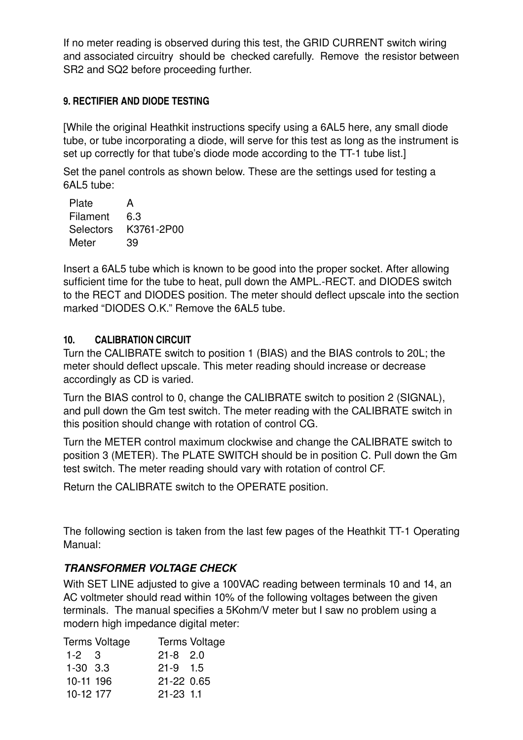If no meter reading is observed during this test, the GRID CURRENT switch wiring and associated circuitry should be checked carefully. Remove the resistor between SR2 and SQ2 before proceeding further.

### 9. RECTIFIER AND DIODE TESTING

[While the original Heathkit instructions specify using a 6AL5 here, any small diode tube, or tube incorporating a diode, will serve for this test as long as the instrument is set up correctly for that tube's diode mode according to the TT-1 tube list.]

Set the panel controls as shown below. These are the settings used for testing a 6AL5 tube:

| | |
|---|---|
| Plate | A |
| Filament | 6.3 |
| Selectors | K3761-2P00 |
| Meter | 39 |

Insert a 6AL5 tube which is known to be good into the proper socket. After allowing sufficient time for the tube to heat, pull down the AMPL.-RECT. and DIODES switch to the RECT and DIODES position. The meter should deflect upscale into the section marked "DIODES O.K." Remove the 6AL5 tube.

### 10. CALIBRATION CIRCUIT

Turn the CALIBRATE switch to position 1 (BIAS) and the BIAS controls to 20L; the meter should deflect upscale. This meter reading should increase or decrease accordingly as CD is varied.

Turn the BIAS control to 0, change the CALIBRATE switch to position 2 (SIGNAL), and pull down the Gm test switch. The meter reading with the CALIBRATE switch in this position should change with rotation of control CG.

Turn the METER control maximum clockwise and change the CALIBRATE switch to position 3 (METER). The PLATE SWITCH should be in position C. Pull down the Gm test switch. The meter reading should vary with rotation of control CF.

Return the CALIBRATE switch to the OPERATE position.

The following section is taken from the last few pages of the Heathkit TT-1 Operating Manual:

### *TRANSFORMER VOLTAGE CHECK*

With SET LINE adjusted to give a 100VAC reading between terminals 10 and 14, an AC voltmeter should read within 10% of the following voltages between the given terminals. The manual specifies a 5Kohm/V meter but I saw no problem using a modern high impedance digital meter:

| Terms | Voltage | Terms | Voltage |
|---|---|---|---|
| 1-2 | 3 | 21-8 | 2.0 |
| 1-30 | 3.3 | 21-9 | 1.5 |
| 10-11 | 196 | 21-22 | 0.65 |
| 10-12 | 177 | 21-23 | 1.1 |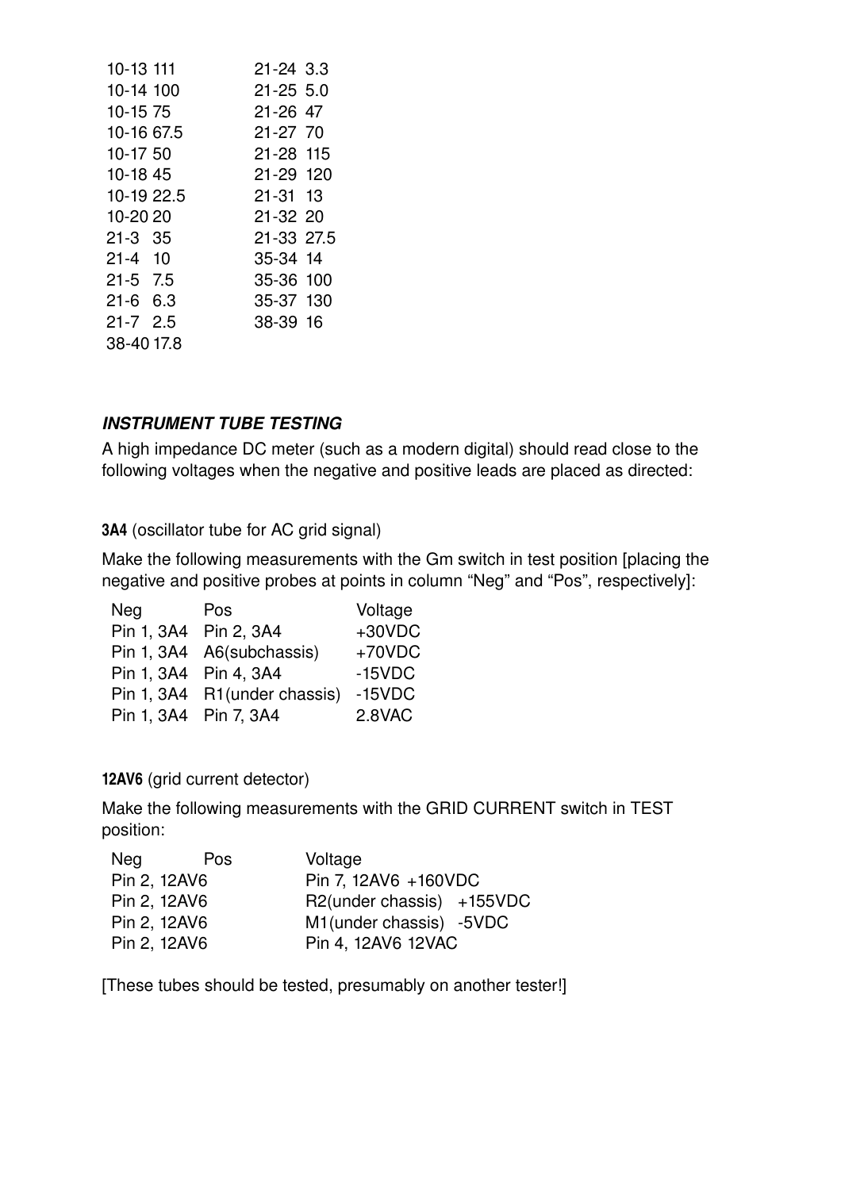| | | | |
|---|---|---|---|
| 10-13 | 111 | 21-24 | 3.3 |
| 10-14 | 100 | 21-25 | 5.0 |
| 10-15 | 75 | 21-26 | 47 |
| 10-16 | 67.5 | 21-27 | 70 |
| 10-17 | 50 | 21-28 | 115 |
| 10-18 | 45 | 21-29 | 120 |
| 10-19 | 22.5 | 21-31 | 13 |
| 10-20 | 20 | 21-32 | 20 |
| 21-3 | 35 | 21-33 | 27.5 |
| 21-4 | 10 | 35-34 | 14 |
| 21-5 | 7.5 | 35-36 | 100 |
| 21-6 | 6.3 | 35-37 | 130 |
| 21-7 | 2.5 | 38-39 | 16 |
| 38-40 | 17.8 | | |

### *INSTRUMENT TUBE TESTING*

A high impedance DC meter (such as a modern digital) should read close to the following voltages when the negative and positive leads are placed as directed:

**3A4** (oscillator tube for AC grid signal)

Make the following measurements with the Gm switch in test position [placing the negative and positive probes at points in column "Neg" and "Pos", respectively]:

| Neg | Pos | Voltage |
|---|---|---|
| Pin 1, 3A4 | Pin 2, 3A4 | +30VDC |
| Pin 1, 3A4 | A6(subchassis) | +70VDC |
| Pin 1, 3A4 | Pin 4, 3A4 | -15VDC |
| Pin 1, 3A4 | R1(under chassis) | -15VDC |
| Pin 1, 3A4 | Pin 7, 3A4 | 2.8VAC |

**12AV6** (grid current detector)

Make the following measurements with the GRID CURRENT switch in TEST position:

| Neg | Pos | Voltage |
|---|---|---|
| Pin 2, 12AV6 | Pin 7, 12AV6 | +160VDC |
| Pin 2, 12AV6 | R2(under chassis) | +155VDC |
| Pin 2, 12AV6 | M1(under chassis) | -5VDC |
| Pin 2, 12AV6 | Pin 4, 12AV6 | 12VAC |

[These tubes should be tested, presumably on another tester!]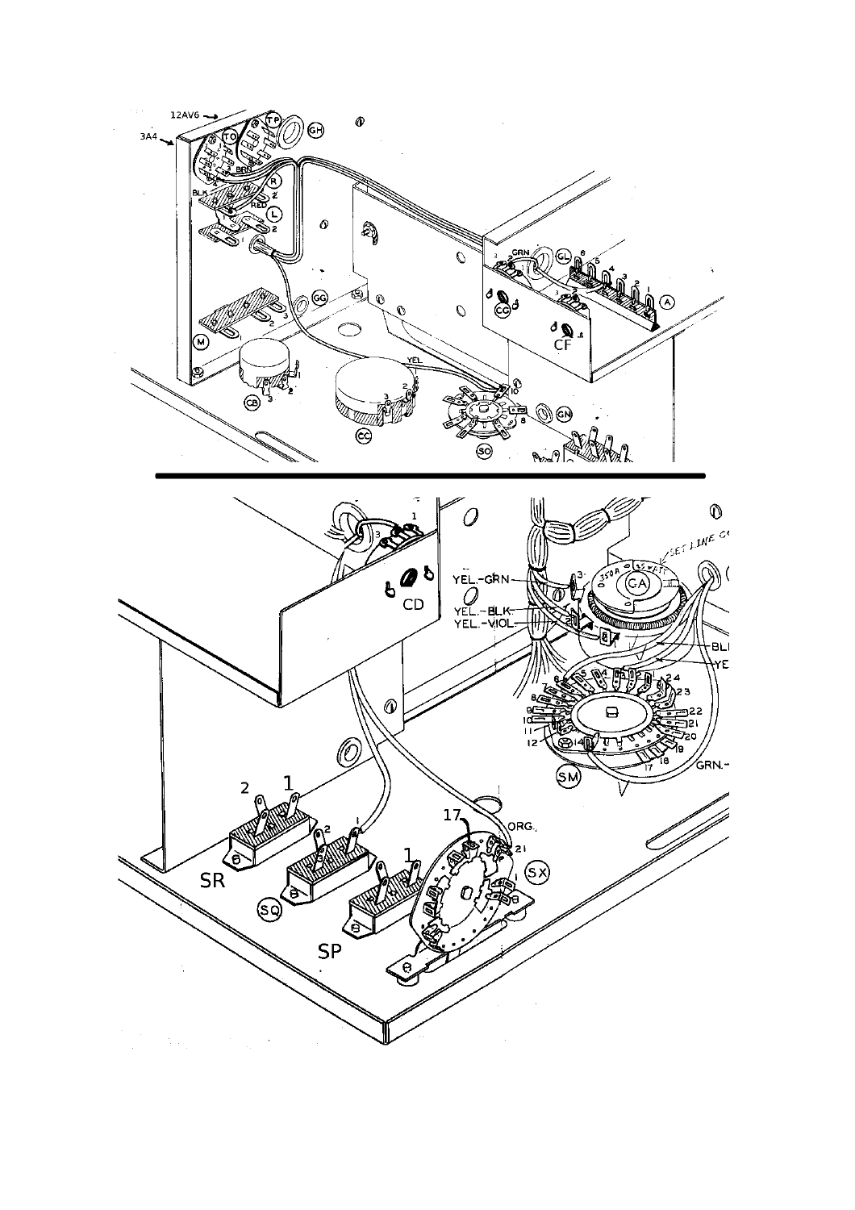12AV6

3A4

TO

TP

GH

BRN

BLK

RED

R

L

GRN

GL

A

GG

M

CB

CC

YEL

CG

CF

GN

SO

CD

YEL.-GRN

YEL.-BLK.

YEL.-VIOL.

SET LINE

350A

35 WATT

CA

BL

YE

SM

GRN.-

SR

SQ

SP

ORG.

SX